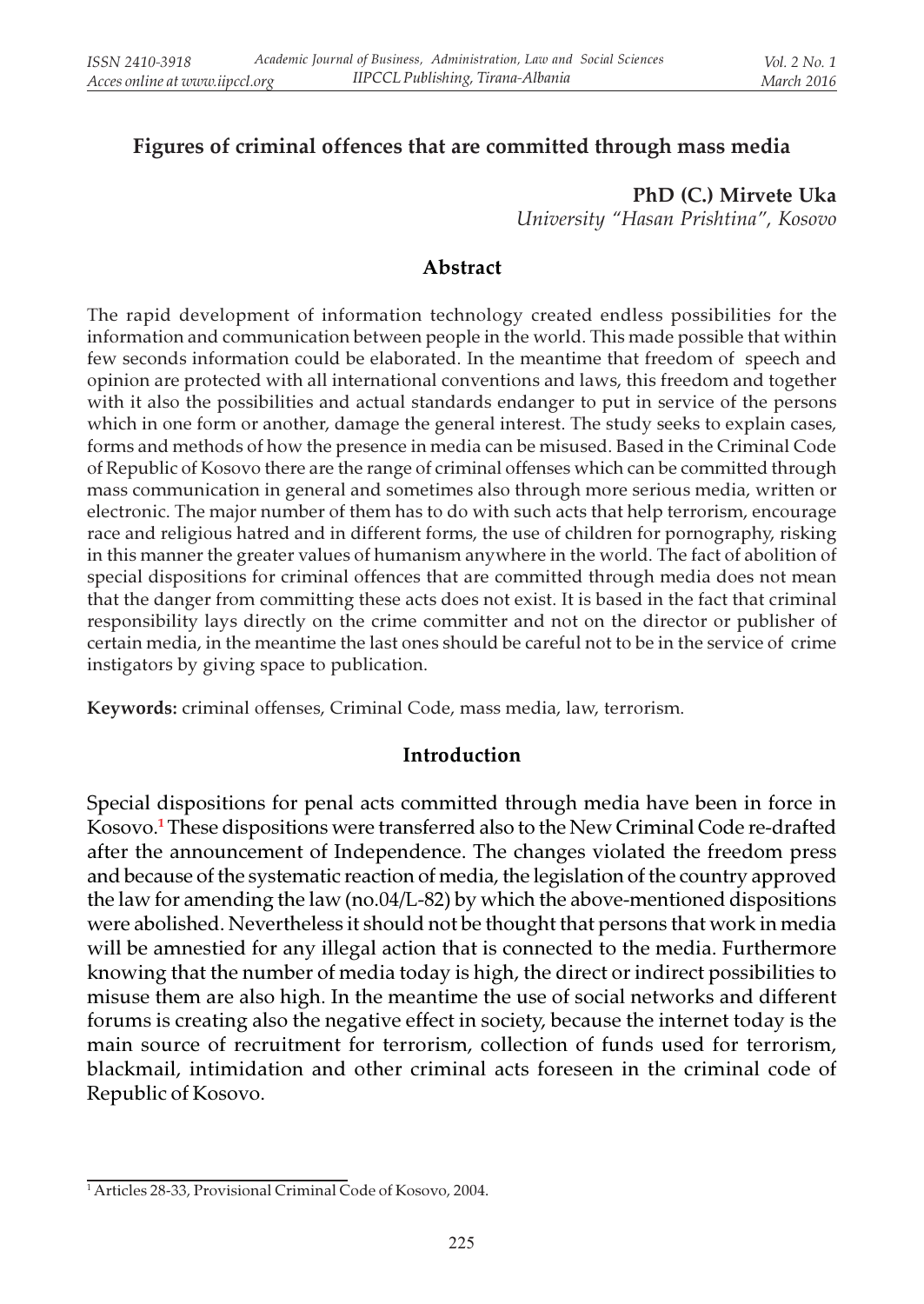# Figures of criminal offences that are committed through mass media

**PhD (C.) Mirvete Uka**
*University "Hasan Prishtina", Kosovo*

## Abstract

The rapid development of information technology created endless possibilities for the information and communication between people in the world. This made possible that within few seconds information could be elaborated. In the meantime that freedom of speech and opinion are protected with all international conventions and laws, this freedom and together with it also the possibilities and actual standards endanger to put in service of the persons which in one form or another, damage the general interest. The study seeks to explain cases, forms and methods of how the presence in media can be misused. Based in the Criminal Code of Republic of Kosovo there are the range of criminal offenses which can be committed through mass communication in general and sometimes also through more serious media, written or electronic. The major number of them has to do with such acts that help terrorism, encourage race and religious hatred and in different forms, the use of children for pornography, risking in this manner the greater values of humanism anywhere in the world. The fact of abolition of special dispositions for criminal offences that are committed through media does not mean that the danger from committing these acts does not exist. It is based in the fact that criminal responsibility lays directly on the crime committer and not on the director or publisher of certain media, in the meantime the last ones should be careful not to be in the service of crime instigators by giving space to publication.

**Keywords:** criminal offenses, Criminal Code, mass media, law, terrorism.

## Introduction

Special dispositions for penal acts committed through media have been in force in Kosovo.[1] These dispositions were transferred also to the New Criminal Code re-drafted after the announcement of Independence. The changes violated the freedom press and because of the systematic reaction of media, the legislation of the country approved the law for amending the law (no.04/L-82) by which the above-mentioned dispositions were abolished. Nevertheless it should not be thought that persons that work in media will be amnestied for any illegal action that is connected to the media. Furthermore knowing that the number of media today is high, the direct or indirect possibilities to misuse them are also high. In the meantime the use of social networks and different forums is creating also the negative effect in society, because the internet today is the main source of recruitment for terrorism, collection of funds used for terrorism, blackmail, intimidation and other criminal acts foreseen in the criminal code of Republic of Kosovo.

[1] Articles 28-33, Provisional Criminal Code of Kosovo, 2004.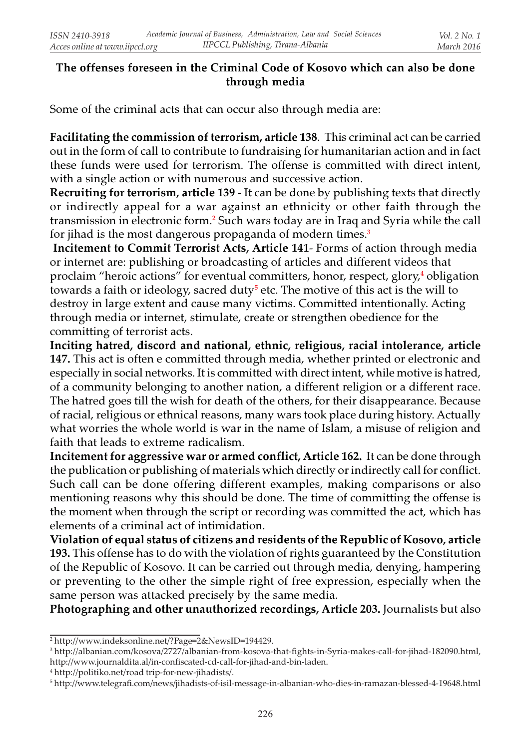## The offenses foreseen in the Criminal Code of Kosovo which can also be done through media

Some of the criminal acts that can occur also through media are:

**Facilitating the commission of terrorism, article 138**. This criminal act can be carried out in the form of call to contribute to fundraising for humanitarian action and in fact these funds were used for terrorism. The offense is committed with direct intent, with a single action or with numerous and successive action.

**Recruiting for terrorism, article 139** - It can be done by publishing texts that directly or indirectly appeal for a war against an ethnicity or other faith through the transmission in electronic form.[2] Such wars today are in Iraq and Syria while the call for jihad is the most dangerous propaganda of modern times.[3]

**Incitement to Commit Terrorist Acts, Article 141**- Forms of action through media or internet are: publishing or broadcasting of articles and different videos that proclaim "heroic actions" for eventual committers, honor, respect, glory,[4] obligation towards a faith or ideology, sacred duty[5] etc. The motive of this act is the will to destroy in large extent and cause many victims. Committed intentionally. Acting through media or internet, stimulate, create or strengthen obedience for the committing of terrorist acts.

**Inciting hatred, discord and national, ethnic, religious, racial intolerance, article 147.** This act is often e committed through media, whether printed or electronic and especially in social networks. It is committed with direct intent, while motive is hatred, of a community belonging to another nation, a different religion or a different race. The hatred goes till the wish for death of the others, for their disappearance. Because of racial, religious or ethnical reasons, many wars took place during history. Actually what worries the whole world is war in the name of Islam, a misuse of religion and faith that leads to extreme radicalism.

**Incitement for aggressive war or armed conflict, Article 162.** It can be done through the publication or publishing of materials which directly or indirectly call for conflict. Such call can be done offering different examples, making comparisons or also mentioning reasons why this should be done. The time of committing the offense is the moment when through the script or recording was committed the act, which has elements of a criminal act of intimidation.

**Violation of equal status of citizens and residents of the Republic of Kosovo, article 193.** This offense has to do with the violation of rights guaranteed by the Constitution of the Republic of Kosovo. It can be carried out through media, denying, hampering or preventing to the other the simple right of free expression, especially when the same person was attacked precisely by the same media.

**Photographing and other unauthorized recordings, Article 203.** Journalists but also

---

[2] http://www.indeksonline.net/?Page=2&NewsID=194429.

[3] http://albanian.com/kosova/2727/albanian-from-kosova-that-fights-in-Syria-makes-call-for-jihad-182090.html, http://www.journaldita.al/in-confiscated-cd-call-for-jihad-and-bin-laden.

[4] http://politiko.net/road trip-for-new-jihadists/.

[5] http://www.telegrafi.com/news/jihadists-of-isil-message-in-albanian-who-dies-in-ramazan-blessed-4-19648.html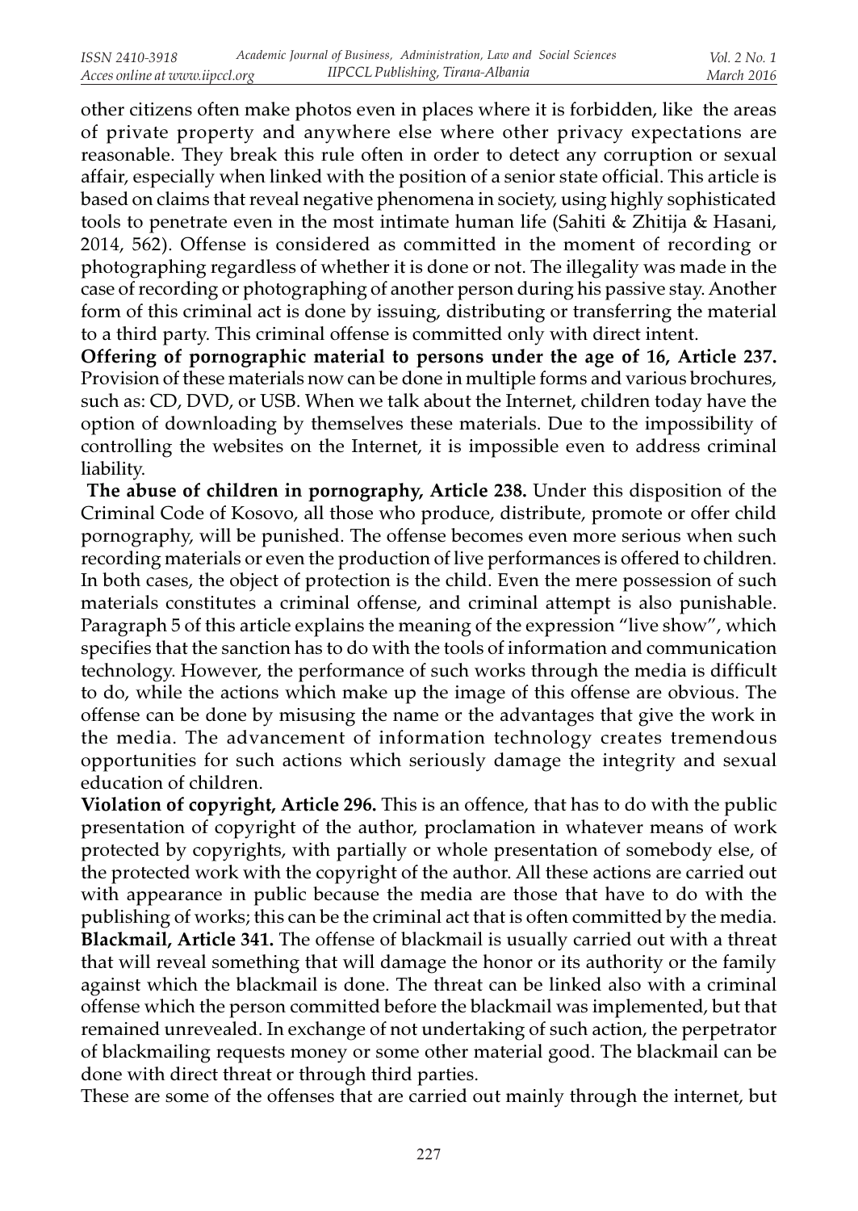other citizens often make photos even in places where it is forbidden, like the areas of private property and anywhere else where other privacy expectations are reasonable. They break this rule often in order to detect any corruption or sexual affair, especially when linked with the position of a senior state official. This article is based on claims that reveal negative phenomena in society, using highly sophisticated tools to penetrate even in the most intimate human life (Sahiti & Zhitija & Hasani, 2014, 562). Offense is considered as committed in the moment of recording or photographing regardless of whether it is done or not. The illegality was made in the case of recording or photographing of another person during his passive stay. Another form of this criminal act is done by issuing, distributing or transferring the material to a third party. This criminal offense is committed only with direct intent.

**Offering of pornographic material to persons under the age of 16, Article 237.** Provision of these materials now can be done in multiple forms and various brochures, such as: CD, DVD, or USB. When we talk about the Internet, children today have the option of downloading by themselves these materials. Due to the impossibility of controlling the websites on the Internet, it is impossible even to address criminal liability.

**The abuse of children in pornography, Article 238.** Under this disposition of the Criminal Code of Kosovo, all those who produce, distribute, promote or offer child pornography, will be punished. The offense becomes even more serious when such recording materials or even the production of live performances is offered to children. In both cases, the object of protection is the child. Even the mere possession of such materials constitutes a criminal offense, and criminal attempt is also punishable. Paragraph 5 of this article explains the meaning of the expression "live show", which specifies that the sanction has to do with the tools of information and communication technology. However, the performance of such works through the media is difficult to do, while the actions which make up the image of this offense are obvious. The offense can be done by misusing the name or the advantages that give the work in the media. The advancement of information technology creates tremendous opportunities for such actions which seriously damage the integrity and sexual education of children.

**Violation of copyright, Article 296.** This is an offence, that has to do with the public presentation of copyright of the author, proclamation in whatever means of work protected by copyrights, with partially or whole presentation of somebody else, of the protected work with the copyright of the author. All these actions are carried out with appearance in public because the media are those that have to do with the publishing of works; this can be the criminal act that is often committed by the media.

**Blackmail, Article 341.** The offense of blackmail is usually carried out with a threat that will reveal something that will damage the honor or its authority or the family against which the blackmail is done. The threat can be linked also with a criminal offense which the person committed before the blackmail was implemented, but that remained unrevealed. In exchange of not undertaking of such action, the perpetrator of blackmailing requests money or some other material good. The blackmail can be done with direct threat or through third parties.

These are some of the offenses that are carried out mainly through the internet, but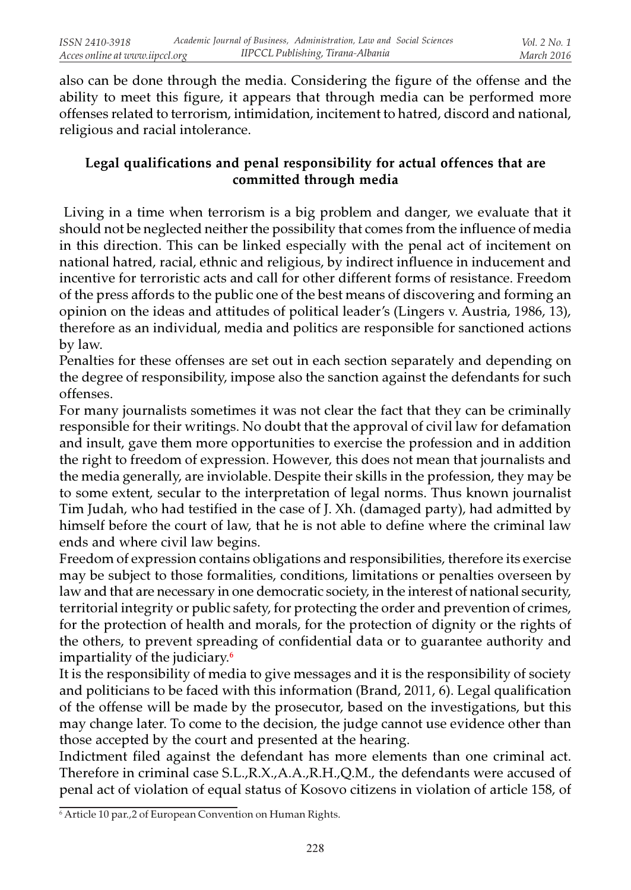also can be done through the media. Considering the figure of the offense and the ability to meet this figure, it appears that through media can be performed more offenses related to terrorism, intimidation, incitement to hatred, discord and national, religious and racial intolerance.

## Legal qualifications and penal responsibility for actual offences that are committed through media

Living in a time when terrorism is a big problem and danger, we evaluate that it should not be neglected neither the possibility that comes from the influence of media in this direction. This can be linked especially with the penal act of incitement on national hatred, racial, ethnic and religious, by indirect influence in inducement and incentive for terroristic acts and call for other different forms of resistance. Freedom of the press affords to the public one of the best means of discovering and forming an opinion on the ideas and attitudes of political leader's (Lingers v. Austria, 1986, 13), therefore as an individual, media and politics are responsible for sanctioned actions by law.

Penalties for these offenses are set out in each section separately and depending on the degree of responsibility, impose also the sanction against the defendants for such offenses.

For many journalists sometimes it was not clear the fact that they can be criminally responsible for their writings. No doubt that the approval of civil law for defamation and insult, gave them more opportunities to exercise the profession and in addition the right to freedom of expression. However, this does not mean that journalists and the media generally, are inviolable. Despite their skills in the profession, they may be to some extent, secular to the interpretation of legal norms. Thus known journalist Tim Judah, who had testified in the case of J. Xh. (damaged party), had admitted by himself before the court of law, that he is not able to define where the criminal law ends and where civil law begins.

Freedom of expression contains obligations and responsibilities, therefore its exercise may be subject to those formalities, conditions, limitations or penalties overseen by law and that are necessary in one democratic society, in the interest of national security, territorial integrity or public safety, for protecting the order and prevention of crimes, for the protection of health and morals, for the protection of dignity or the rights of the others, to prevent spreading of confidential data or to guarantee authority and impartiality of the judiciary.[6]

It is the responsibility of media to give messages and it is the responsibility of society and politicians to be faced with this information (Brand, 2011, 6). Legal qualification of the offense will be made by the prosecutor, based on the investigations, but this may change later. To come to the decision, the judge cannot use evidence other than those accepted by the court and presented at the hearing.

Indictment filed against the defendant has more elements than one criminal act. Therefore in criminal case S.L.,R.X.,A.A.,R.H.,Q.M., the defendants were accused of penal act of violation of equal status of Kosovo citizens in violation of article 158, of

[6] Article 10 par.,2 of European Convention on Human Rights.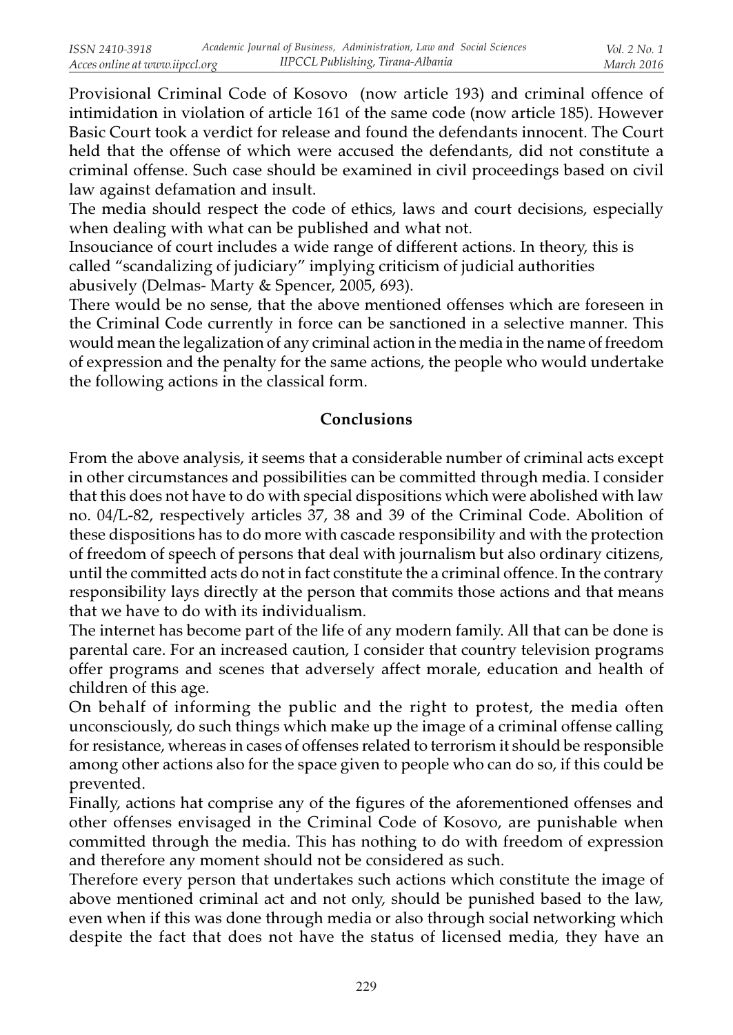Provisional Criminal Code of Kosovo (now article 193) and criminal offence of intimidation in violation of article 161 of the same code (now article 185). However Basic Court took a verdict for release and found the defendants innocent. The Court held that the offense of which were accused the defendants, did not constitute a criminal offense. Such case should be examined in civil proceedings based on civil law against defamation and insult.

The media should respect the code of ethics, laws and court decisions, especially when dealing with what can be published and what not.

Insouciance of court includes a wide range of different actions. In theory, this is called "scandalizing of judiciary" implying criticism of judicial authorities abusively (Delmas- Marty & Spencer, 2005, 693).

There would be no sense, that the above mentioned offenses which are foreseen in the Criminal Code currently in force can be sanctioned in a selective manner. This would mean the legalization of any criminal action in the media in the name of freedom of expression and the penalty for the same actions, the people who would undertake the following actions in the classical form.

## Conclusions

From the above analysis, it seems that a considerable number of criminal acts except in other circumstances and possibilities can be committed through media. I consider that this does not have to do with special dispositions which were abolished with law no. 04/L-82, respectively articles 37, 38 and 39 of the Criminal Code. Abolition of these dispositions has to do more with cascade responsibility and with the protection of freedom of speech of persons that deal with journalism but also ordinary citizens, until the committed acts do not in fact constitute the a criminal offence. In the contrary responsibility lays directly at the person that commits those actions and that means that we have to do with its individualism.

The internet has become part of the life of any modern family. All that can be done is parental care. For an increased caution, I consider that country television programs offer programs and scenes that adversely affect morale, education and health of children of this age.

On behalf of informing the public and the right to protest, the media often unconsciously, do such things which make up the image of a criminal offense calling for resistance, whereas in cases of offenses related to terrorism it should be responsible among other actions also for the space given to people who can do so, if this could be prevented.

Finally, actions hat comprise any of the figures of the aforementioned offenses and other offenses envisaged in the Criminal Code of Kosovo, are punishable when committed through the media. This has nothing to do with freedom of expression and therefore any moment should not be considered as such.

Therefore every person that undertakes such actions which constitute the image of above mentioned criminal act and not only, should be punished based to the law, even when if this was done through media or also through social networking which despite the fact that does not have the status of licensed media, they have an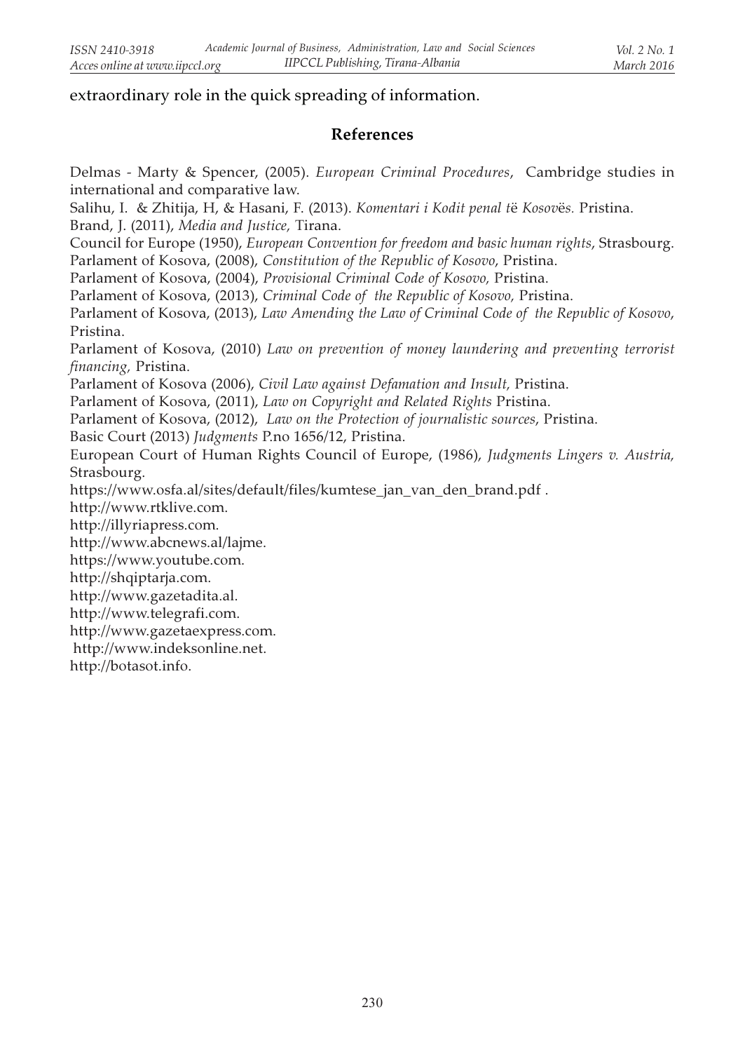extraordinary role in the quick spreading of information.

## References

Delmas - Marty & Spencer, (2005). *European Criminal Procedures*, Cambridge studies in international and comparative law.

Salihu, I. & Zhitija, H, & Hasani, F. (2013). *Komentari i Kodit penal të Kosovës.* Pristina.

Brand, J. (2011), *Media and Justice,* Tirana.

Council for Europe (1950), *European Convention for freedom and basic human rights*, Strasbourg.

Parlament of Kosova, (2008), *Constitution of the Republic of Kosovo*, Pristina.

Parlament of Kosova, (2004), *Provisional Criminal Code of Kosovo,* Pristina.

Parlament of Kosova, (2013), *Criminal Code of the Republic of Kosovo,* Pristina.

Parlament of Kosova, (2013), *Law Amending the Law of Criminal Code of the Republic of Kosovo*, Pristina.

Parlament of Kosova, (2010) *Law on prevention of money laundering and preventing terrorist financing,* Pristina.

Parlament of Kosova (2006), *Civil Law against Defamation and Insult,* Pristina.

Parlament of Kosova, (2011), *Law on Copyright and Related Rights* Pristina.

Parlament of Kosova, (2012), *Law on the Protection of journalistic sources*, Pristina.

Basic Court (2013) *Judgments* P.no 1656/12, Pristina.

European Court of Human Rights Council of Europe, (1986), *Judgments Lingers v. Austria,* Strasbourg.

https://www.osfa.al/sites/default/files/kumtese_jan_van_den_brand.pdf .

http://www.rtklive.com.

http://illyriapress.com.

http://www.abcnews.al/lajme.

https://www.youtube.com.

http://shqiptarja.com.

http://www.gazetadita.al.

http://www.telegrafi.com.

http://www.gazetaexpress.com.

http://www.indeksonline.net.

http://botasot.info.